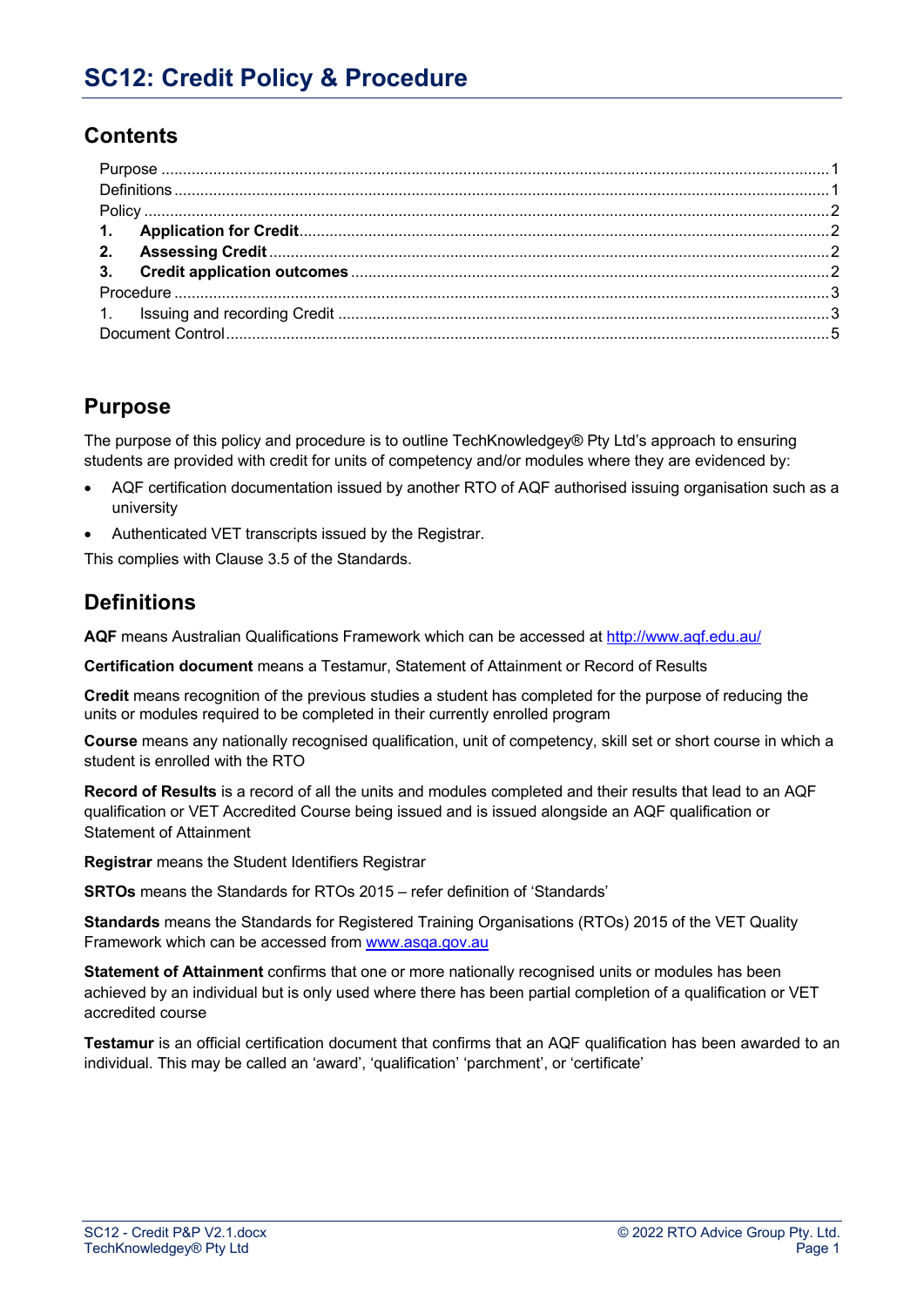# SC12: Credit Policy & Procedure

## Contents

Purpose ........................................................................................................ 1
Definitions ..................................................................................................... 1
Policy ............................................................................................................ 2
**1. Application for Credit** ........................................................................... 2
**2. Assessing Credit** .................................................................................. 2
**3. Credit application outcomes** ................................................................ 2
Procedure ...................................................................................................... 3
1. Issuing and recording Credit .................................................................... 3
Document Control ......................................................................................... 5

## Purpose

The purpose of this policy and procedure is to outline TechKnowledgey® Pty Ltd's approach to ensuring students are provided with credit for units of competency and/or modules where they are evidenced by:

- AQF certification documentation issued by another RTO of AQF authorised issuing organisation such as a university
- Authenticated VET transcripts issued by the Registrar.

This complies with Clause 3.5 of the Standards.

## Definitions

**AQF** means Australian Qualifications Framework which can be accessed at http://www.aqf.edu.au/

**Certification document** means a Testamur, Statement of Attainment or Record of Results

**Credit** means recognition of the previous studies a student has completed for the purpose of reducing the units or modules required to be completed in their currently enrolled program

**Course** means any nationally recognised qualification, unit of competency, skill set or short course in which a student is enrolled with the RTO

**Record of Results** is a record of all the units and modules completed and their results that lead to an AQF qualification or VET Accredited Course being issued and is issued alongside an AQF qualification or Statement of Attainment

**Registrar** means the Student Identifiers Registrar

**SRTOs** means the Standards for RTOs 2015 – refer definition of 'Standards'

**Standards** means the Standards for Registered Training Organisations (RTOs) 2015 of the VET Quality Framework which can be accessed from www.asqa.gov.au

**Statement of Attainment** confirms that one or more nationally recognised units or modules has been achieved by an individual but is only used where there has been partial completion of a qualification or VET accredited course

**Testamur** is an official certification document that confirms that an AQF qualification has been awarded to an individual. This may be called an 'award', 'qualification' 'parchment', or 'certificate'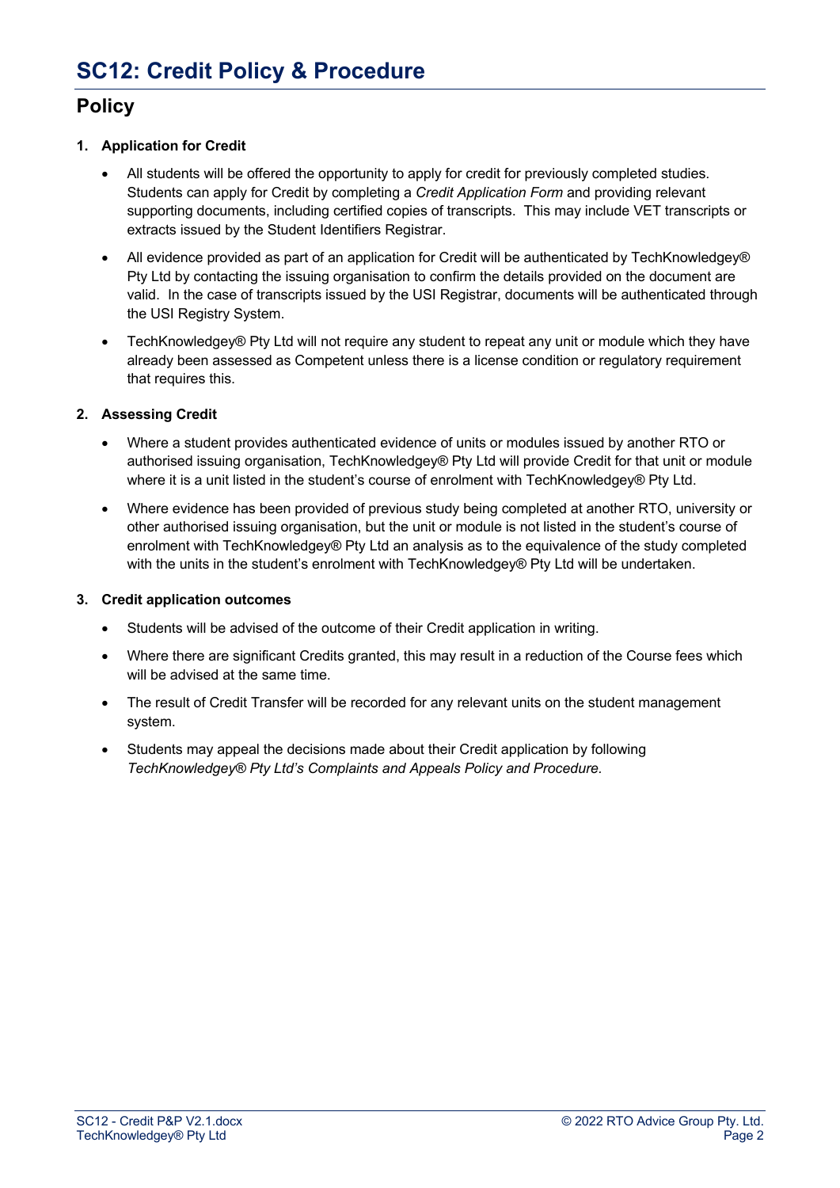# SC12: Credit Policy & Procedure

## Policy

### 1. Application for Credit

- All students will be offered the opportunity to apply for credit for previously completed studies. Students can apply for Credit by completing a *Credit Application Form* and providing relevant supporting documents, including certified copies of transcripts. This may include VET transcripts or extracts issued by the Student Identifiers Registrar.
- All evidence provided as part of an application for Credit will be authenticated by TechKnowledgey® Pty Ltd by contacting the issuing organisation to confirm the details provided on the document are valid. In the case of transcripts issued by the USI Registrar, documents will be authenticated through the USI Registry System.
- TechKnowledgey® Pty Ltd will not require any student to repeat any unit or module which they have already been assessed as Competent unless there is a license condition or regulatory requirement that requires this.

### 2. Assessing Credit

- Where a student provides authenticated evidence of units or modules issued by another RTO or authorised issuing organisation, TechKnowledgey® Pty Ltd will provide Credit for that unit or module where it is a unit listed in the student's course of enrolment with TechKnowledgey® Pty Ltd.
- Where evidence has been provided of previous study being completed at another RTO, university or other authorised issuing organisation, but the unit or module is not listed in the student's course of enrolment with TechKnowledgey® Pty Ltd an analysis as to the equivalence of the study completed with the units in the student's enrolment with TechKnowledgey® Pty Ltd will be undertaken.

### 3. Credit application outcomes

- Students will be advised of the outcome of their Credit application in writing.
- Where there are significant Credits granted, this may result in a reduction of the Course fees which will be advised at the same time.
- The result of Credit Transfer will be recorded for any relevant units on the student management system.
- Students may appeal the decisions made about their Credit application by following *TechKnowledgey® Pty Ltd's Complaints and Appeals Policy and Procedure.*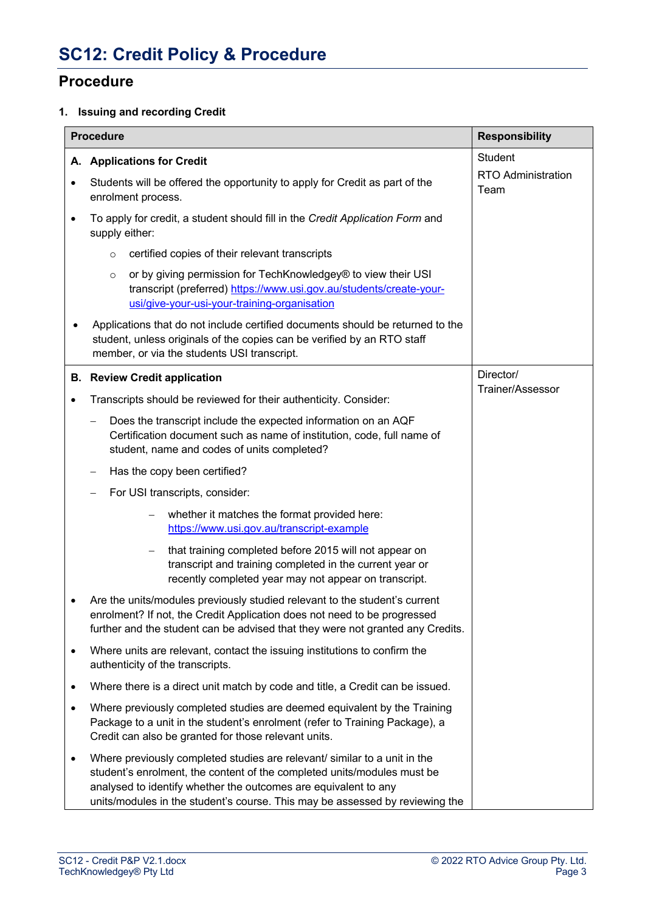# SC12: Credit Policy & Procedure

## Procedure

### 1. Issuing and recording Credit

| Procedure | Responsibility |
|---|---|
| **A. Applications for Credit**<br>• Students will be offered the opportunity to apply for Credit as part of the enrolment process.<br>• To apply for credit, a student should fill in the *Credit Application Form* and supply either:<br>  ○ certified copies of their relevant transcripts<br>  ○ or by giving permission for TechKnowledgey® to view their USI transcript (preferred) https://www.usi.gov.au/students/create-your-usi/give-your-usi-your-training-organisation<br>• Applications that do not include certified documents should be returned to the student, unless originals of the copies can be verified by an RTO staff member, or via the students USI transcript. | Student<br>RTO Administration Team |
| **B. Review Credit application**<br>• Transcripts should be reviewed for their authenticity. Consider:<br>  – Does the transcript include the expected information on an AQF Certification document such as name of institution, code, full name of student, name and codes of units completed?<br>  – Has the copy been certified?<br>  – For USI transcripts, consider:<br>    – whether it matches the format provided here: https://www.usi.gov.au/transcript-example<br>    – that training completed before 2015 will not appear on transcript and training completed in the current year or recently completed year may not appear on transcript.<br>• Are the units/modules previously studied relevant to the student's current enrolment? If not, the Credit Application does not need to be progressed further and the student can be advised that they were not granted any Credits.<br>• Where units are relevant, contact the issuing institutions to confirm the authenticity of the transcripts.<br>• Where there is a direct unit match by code and title, a Credit can be issued.<br>• Where previously completed studies are deemed equivalent by the Training Package to a unit in the student's enrolment (refer to Training Package), a Credit can also be granted for those relevant units.<br>• Where previously completed studies are relevant/ similar to a unit in the student's enrolment, the content of the completed units/modules must be analysed to identify whether the outcomes are equivalent to any units/modules in the student's course. This may be assessed by reviewing the | Director/<br>Trainer/Assessor |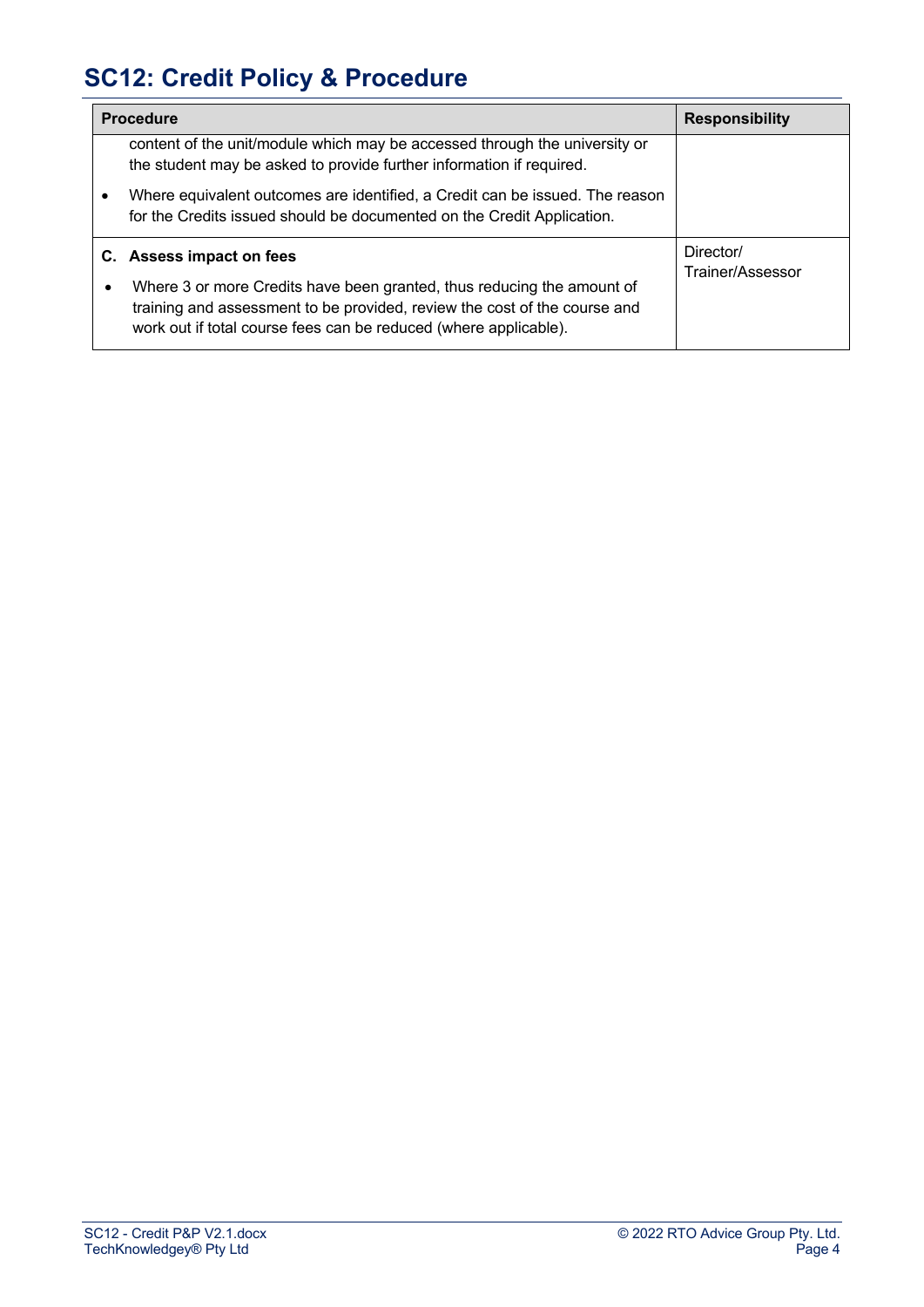# SC12: Credit Policy & Procedure

| Procedure | Responsibility |
|---|---|
| content of the unit/module which may be accessed through the university or the student may be asked to provide further information if required.<br>• Where equivalent outcomes are identified, a Credit can be issued. The reason for the Credits issued should be documented on the Credit Application. | |
| **C. Assess impact on fees**<br>• Where 3 or more Credits have been granted, thus reducing the amount of training and assessment to be provided, review the cost of the course and work out if total course fees can be reduced (where applicable). | Director/ Trainer/Assessor |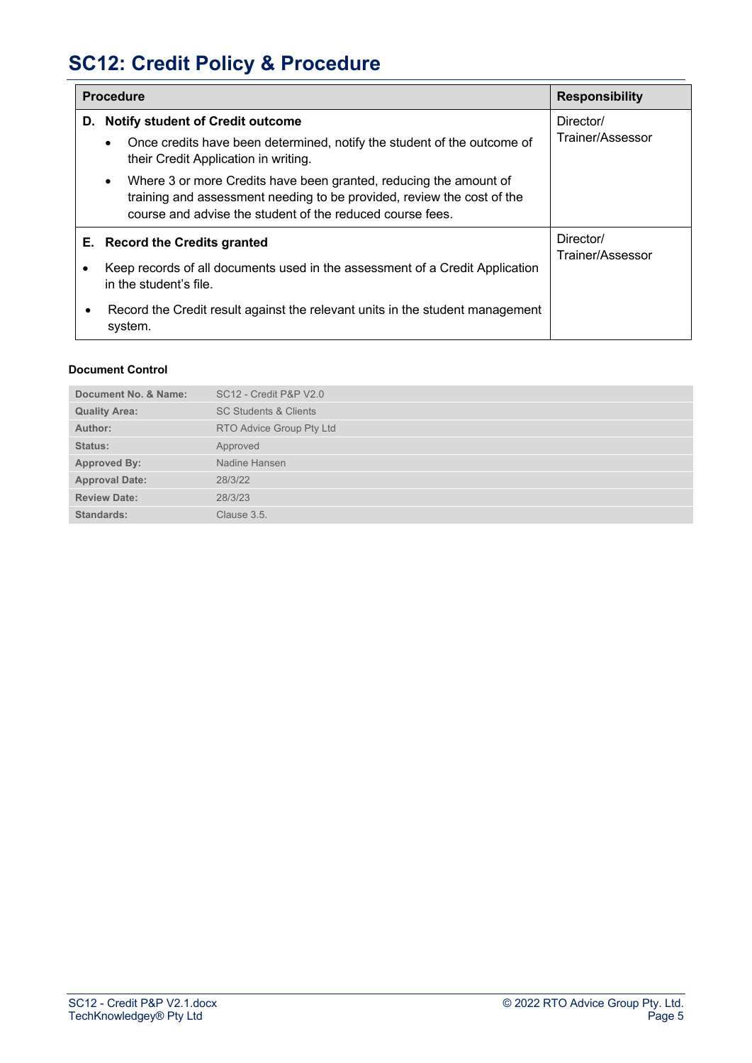# SC12: Credit Policy & Procedure

| Procedure | Responsibility |
| --- | --- |
| **D. Notify student of Credit outcome**<br>• Once credits have been determined, notify the student of the outcome of their Credit Application in writing.<br>• Where 3 or more Credits have been granted, reducing the amount of training and assessment needing to be provided, review the cost of the course and advise the student of the reduced course fees. | Director/ Trainer/Assessor |
| **E. Record the Credits granted**<br>• Keep records of all documents used in the assessment of a Credit Application in the student's file.<br>• Record the Credit result against the relevant units in the student management system. | Director/ Trainer/Assessor |

**Document Control**

| | |
| --- | --- |
| **Document No. & Name:** | SC12 - Credit P&P V2.0 |
| **Quality Area:** | SC Students & Clients |
| **Author:** | RTO Advice Group Pty Ltd |
| **Status:** | Approved |
| **Approved By:** | Nadine Hansen |
| **Approval Date:** | 28/3/22 |
| **Review Date:** | 28/3/23 |
| **Standards:** | Clause 3.5. |